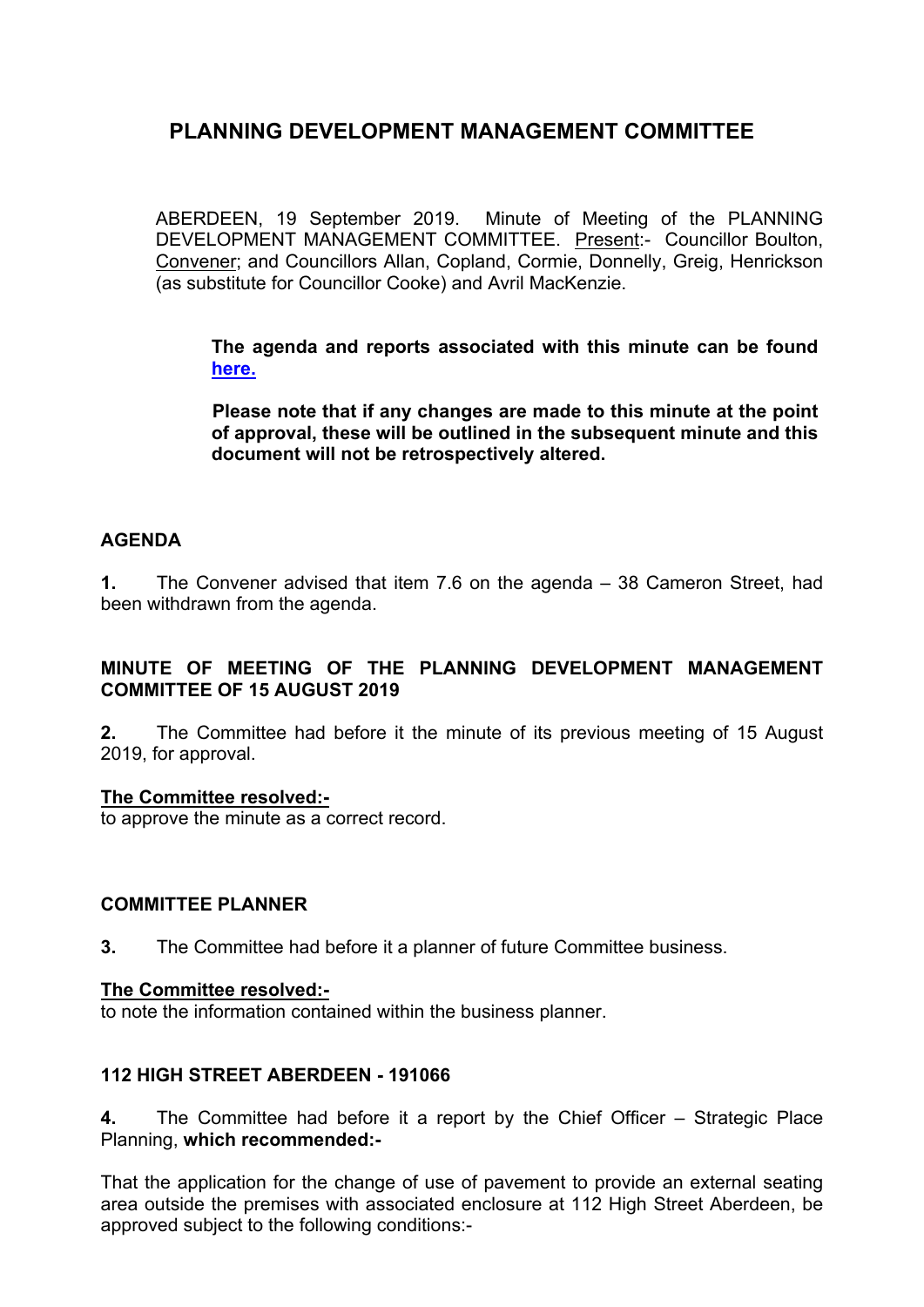# PLANNING DEVELOPMENT MANAGEMENT COMMITTEE

ABERDEEN, 19 September 2019. Minute of Meeting of the PLANNING DEVELOPMENT MANAGEMENT COMMITTEE. Present:- Councillor Boulton, Convener; and Councillors Allan, Copland, Cormie, Donnelly, Greig, Henrickson (as substitute for Councillor Cooke) and Avril MacKenzie.

> **The agenda and reports associated with this minute can be found [here.](#)**
>
> **Please note that if any changes are made to this minute at the point of approval, these will be outlined in the subsequent minute and this document will not be retrospectively altered.**

## AGENDA

**1.** The Convener advised that item 7.6 on the agenda – 38 Cameron Street, had been withdrawn from the agenda.

## MINUTE OF MEETING OF THE PLANNING DEVELOPMENT MANAGEMENT COMMITTEE OF 15 AUGUST 2019

**2.** The Committee had before it the minute of its previous meeting of 15 August 2019, for approval.

**The Committee resolved:-**
to approve the minute as a correct record.

## COMMITTEE PLANNER

**3.** The Committee had before it a planner of future Committee business.

**The Committee resolved:-**
to note the information contained within the business planner.

## 112 HIGH STREET ABERDEEN - 191066

**4.** The Committee had before it a report by the Chief Officer – Strategic Place Planning, **which recommended:-**

That the application for the change of use of pavement to provide an external seating area outside the premises with associated enclosure at 112 High Street Aberdeen, be approved subject to the following conditions:-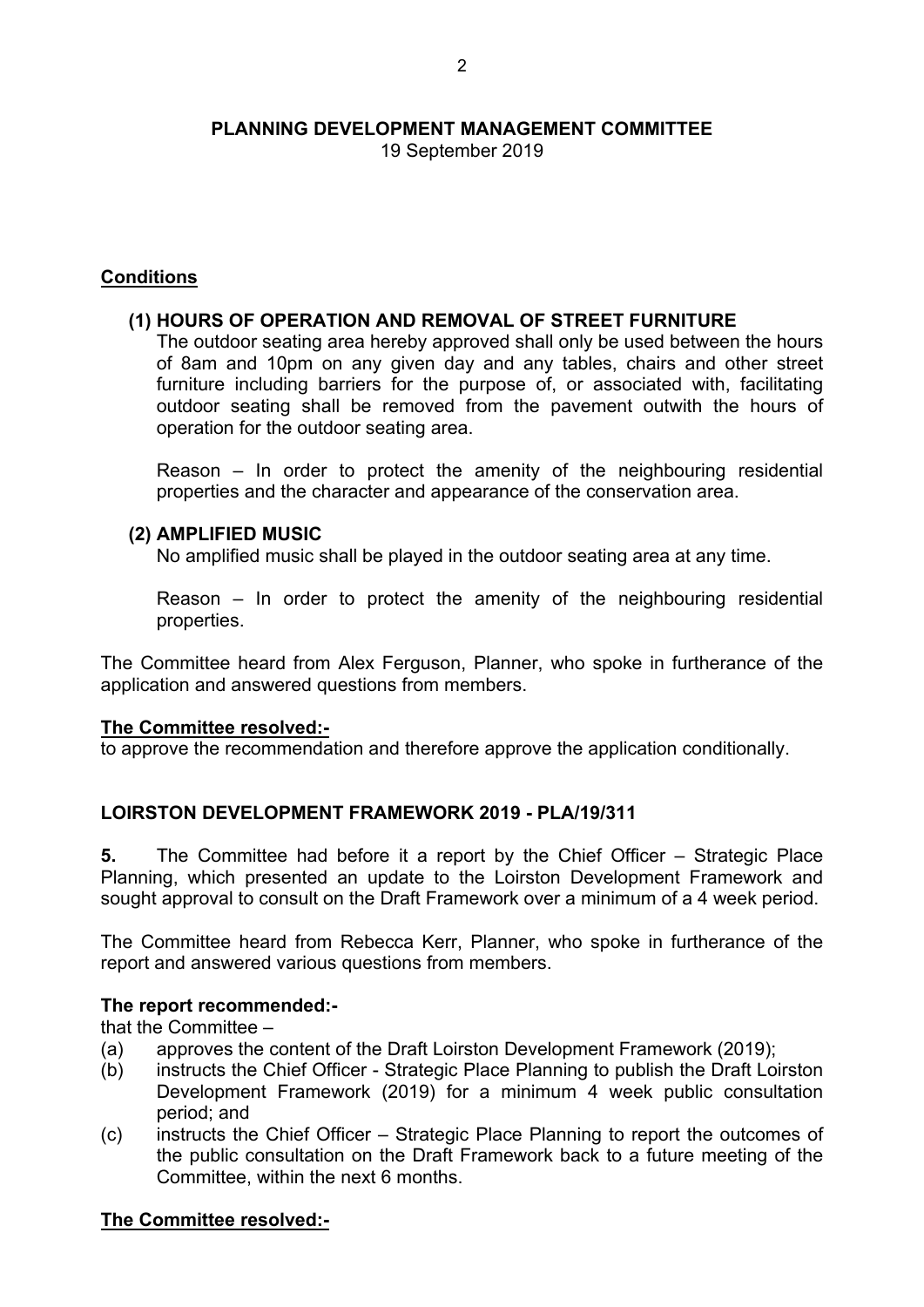**PLANNING DEVELOPMENT MANAGEMENT COMMITTEE**
19 September 2019

**Conditions**

**(1) HOURS OF OPERATION AND REMOVAL OF STREET FURNITURE**
The outdoor seating area hereby approved shall only be used between the hours of 8am and 10pm on any given day and any tables, chairs and other street furniture including barriers for the purpose of, or associated with, facilitating outdoor seating shall be removed from the pavement outwith the hours of operation for the outdoor seating area.

Reason – In order to protect the amenity of the neighbouring residential properties and the character and appearance of the conservation area.

**(2) AMPLIFIED MUSIC**
No amplified music shall be played in the outdoor seating area at any time.

Reason – In order to protect the amenity of the neighbouring residential properties.

The Committee heard from Alex Ferguson, Planner, who spoke in furtherance of the application and answered questions from members.

**The Committee resolved:-**
to approve the recommendation and therefore approve the application conditionally.

**LOIRSTON DEVELOPMENT FRAMEWORK 2019 - PLA/19/311**

**5.** The Committee had before it a report by the Chief Officer – Strategic Place Planning, which presented an update to the Loirston Development Framework and sought approval to consult on the Draft Framework over a minimum of a 4 week period.

The Committee heard from Rebecca Kerr, Planner, who spoke in furtherance of the report and answered various questions from members.

**The report recommended:-**
that the Committee –

(a) approves the content of the Draft Loirston Development Framework (2019);
(b) instructs the Chief Officer - Strategic Place Planning to publish the Draft Loirston Development Framework (2019) for a minimum 4 week public consultation period; and
(c) instructs the Chief Officer – Strategic Place Planning to report the outcomes of the public consultation on the Draft Framework back to a future meeting of the Committee, within the next 6 months.

**The Committee resolved:-**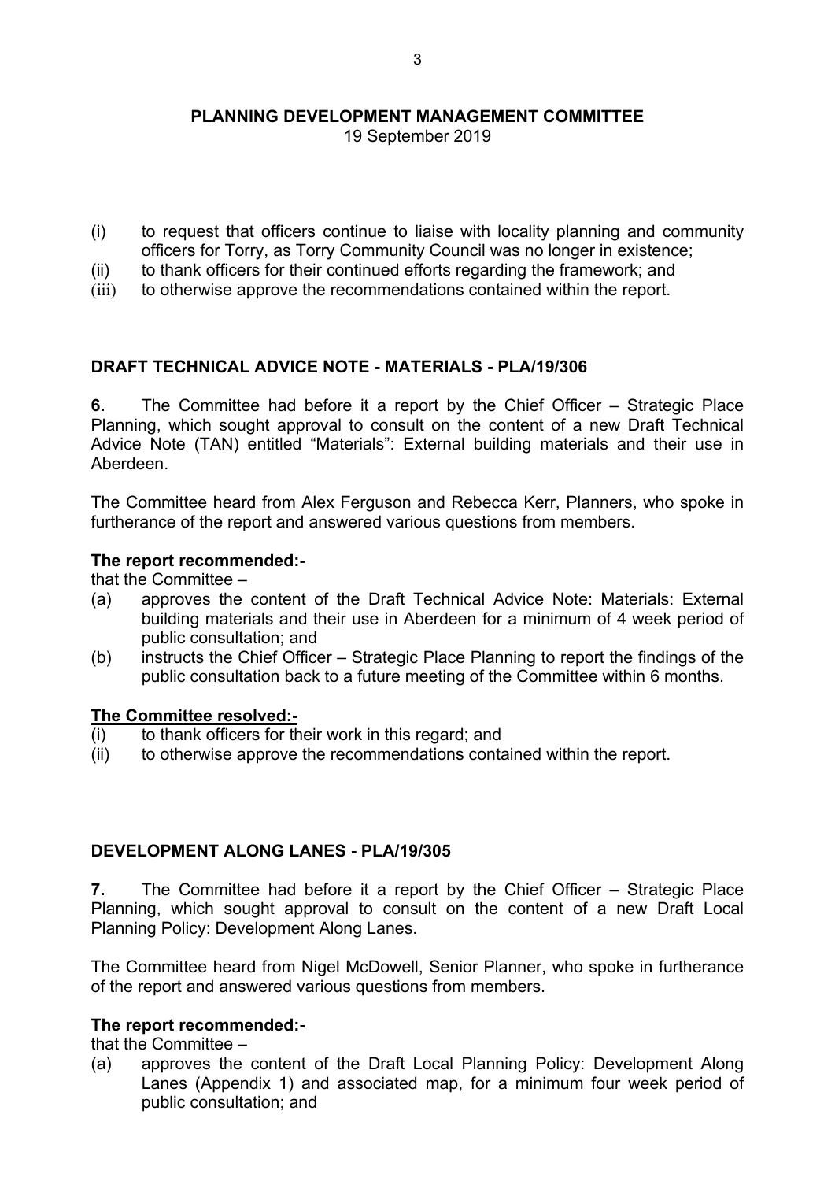- (i) to request that officers continue to liaise with locality planning and community officers for Torry, as Torry Community Council was no longer in existence;
- (ii) to thank officers for their continued efforts regarding the framework; and
- (iii) to otherwise approve the recommendations contained within the report.

## DRAFT TECHNICAL ADVICE NOTE - MATERIALS - PLA/19/306

**6.** The Committee had before it a report by the Chief Officer – Strategic Place Planning, which sought approval to consult on the content of a new Draft Technical Advice Note (TAN) entitled "Materials": External building materials and their use in Aberdeen.

The Committee heard from Alex Ferguson and Rebecca Kerr, Planners, who spoke in furtherance of the report and answered various questions from members.

**The report recommended:-**

that the Committee –

- (a) approves the content of the Draft Technical Advice Note: Materials: External building materials and their use in Aberdeen for a minimum of 4 week period of public consultation; and
- (b) instructs the Chief Officer – Strategic Place Planning to report the findings of the public consultation back to a future meeting of the Committee within 6 months.

**The Committee resolved:-**

- (i) to thank officers for their work in this regard; and
- (ii) to otherwise approve the recommendations contained within the report.

## DEVELOPMENT ALONG LANES - PLA/19/305

**7.** The Committee had before it a report by the Chief Officer – Strategic Place Planning, which sought approval to consult on the content of a new Draft Local Planning Policy: Development Along Lanes.

The Committee heard from Nigel McDowell, Senior Planner, who spoke in furtherance of the report and answered various questions from members.

**The report recommended:-**

that the Committee –

- (a) approves the content of the Draft Local Planning Policy: Development Along Lanes (Appendix 1) and associated map, for a minimum four week period of public consultation; and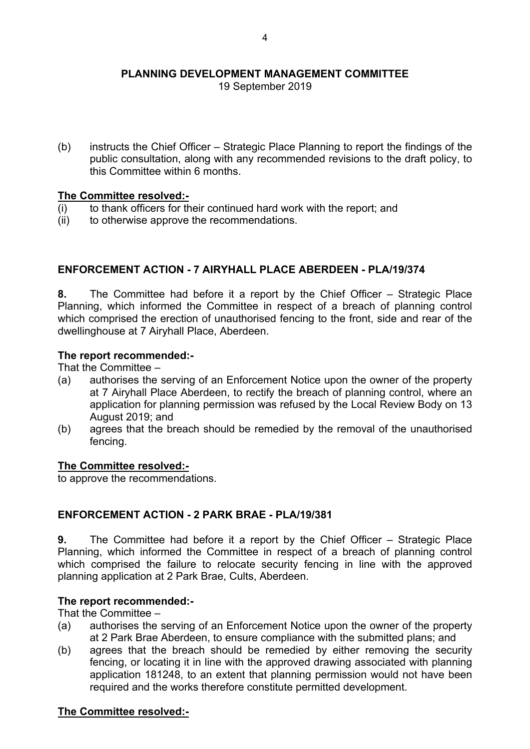(b) instructs the Chief Officer – Strategic Place Planning to report the findings of the public consultation, along with any recommended revisions to the draft policy, to this Committee within 6 months.

**The Committee resolved:-**

(i) to thank officers for their continued hard work with the report; and
(ii) to otherwise approve the recommendations.

## ENFORCEMENT ACTION - 7 AIRYHALL PLACE ABERDEEN - PLA/19/374

**8.** The Committee had before it a report by the Chief Officer – Strategic Place Planning, which informed the Committee in respect of a breach of planning control which comprised the erection of unauthorised fencing to the front, side and rear of the dwellinghouse at 7 Airyhall Place, Aberdeen.

**The report recommended:-**

That the Committee –

(a) authorises the serving of an Enforcement Notice upon the owner of the property at 7 Airyhall Place Aberdeen, to rectify the breach of planning control, where an application for planning permission was refused by the Local Review Body on 13 August 2019; and
(b) agrees that the breach should be remedied by the removal of the unauthorised fencing.

**The Committee resolved:-**

to approve the recommendations.

## ENFORCEMENT ACTION - 2 PARK BRAE - PLA/19/381

**9.** The Committee had before it a report by the Chief Officer – Strategic Place Planning, which informed the Committee in respect of a breach of planning control which comprised the failure to relocate security fencing in line with the approved planning application at 2 Park Brae, Cults, Aberdeen.

**The report recommended:-**

That the Committee –

(a) authorises the serving of an Enforcement Notice upon the owner of the property at 2 Park Brae Aberdeen, to ensure compliance with the submitted plans; and
(b) agrees that the breach should be remedied by either removing the security fencing, or locating it in line with the approved drawing associated with planning application 181248, to an extent that planning permission would not have been required and the works therefore constitute permitted development.

**The Committee resolved:-**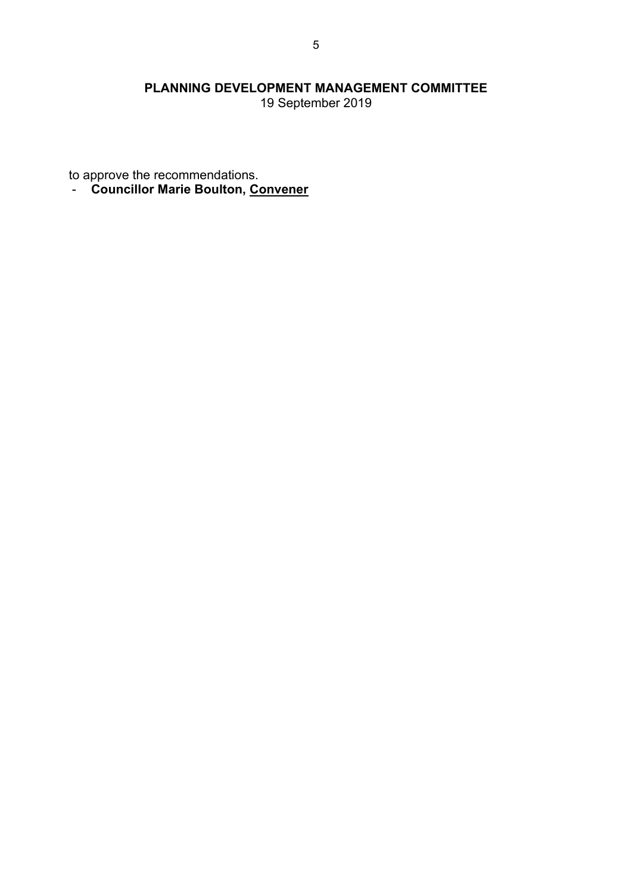to approve the recommendations.

- **Councillor Marie Boulton, Convener**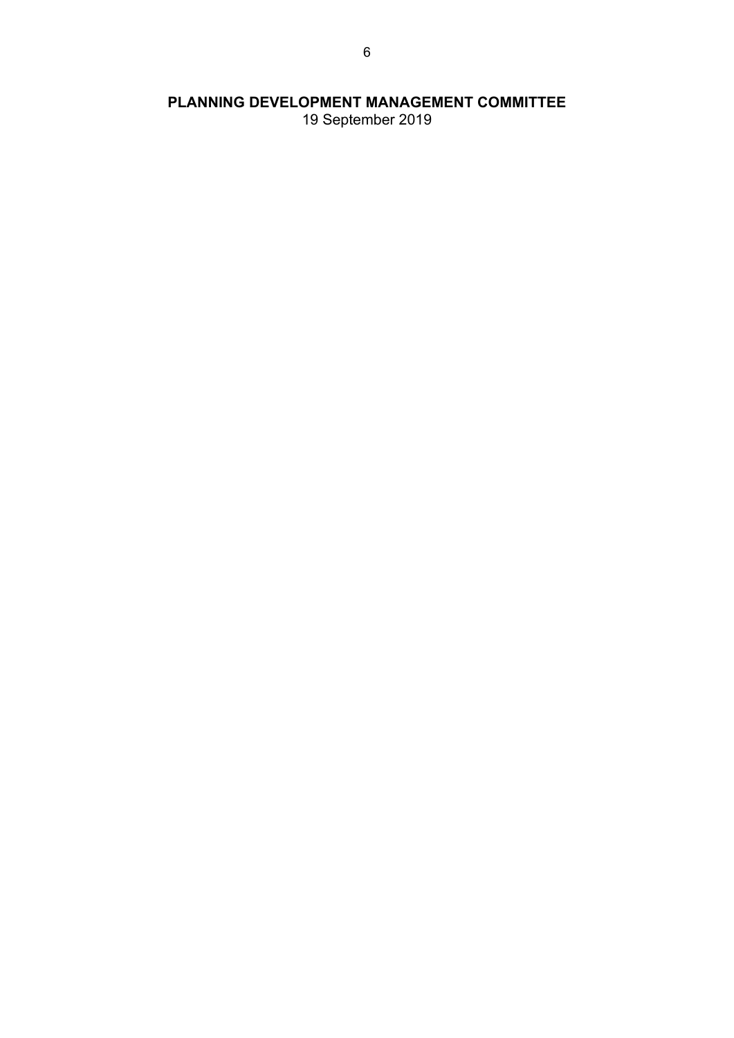**PLANNING DEVELOPMENT MANAGEMENT COMMITTEE**

19 September 2019